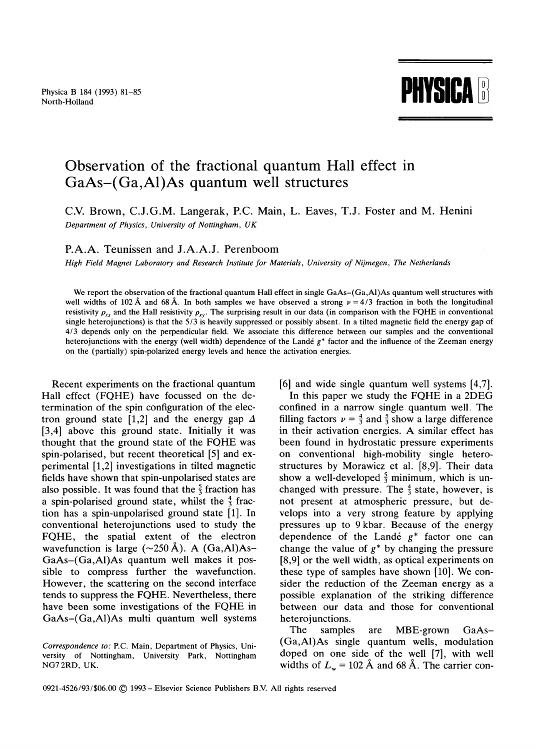# Observation of the fractional quantum Hall effect in GaAs–(Ga,Al)As quantum well structures

C.V. Brown, C.J.G.M. Langerak, P.C. Main, L. Eaves, T.J. Foster and M. Henini

*Department of Physics, University of Nottingham, UK*

P.A.A. Teunissen and J.A.A.J. Perenboom

*High Field Magnet Laboratory and Research Institute for Materials, University of Nijmegen, The Netherlands*

We report the observation of the fractional quantum Hall effect in single GaAs–(Ga,Al)As quantum well structures with well widths of 102 Å and 68 Å. In both samples we have observed a strong $\nu = 4/3$ fraction in both the longitudinal resistivity $\rho_{xx}$ and the Hall resistivity $\rho_{xy}$. The surprising result in our data (in comparison with the FQHE in conventional single heterojunctions) is that the 5/3 is heavily suppressed or possibly absent. In a tilted magnetic field the energy gap of 4/3 depends only on the perpendicular field. We associate this difference between our samples and the conventional heterojunctions with the energy (well width) dependence of the Landé $g^*$ factor and the influence of the Zeeman energy on the (partially) spin-polarized energy levels and hence the activation energies.

Recent experiments on the fractional quantum Hall effect (FQHE) have focussed on the determination of the spin configuration of the electron ground state [1,2] and the energy gap $\Delta$ [3,4] above this ground state. Initially it was thought that the ground state of the FQHE was spin-polarised, but recent theoretical [5] and experimental [1,2] investigations in tilted magnetic fields have shown that spin-unpolarised states are also possible. It was found that the $\frac{5}{3}$ fraction has a spin-polarised ground state, whilst the $\frac{4}{3}$ fraction has a spin-unpolarised ground state [1]. In conventional heterojunctions used to study the FQHE, the spatial extent of the electron wavefunction is large (~250 Å). A (Ga,Al)As–GaAs–(Ga,Al)As quantum well makes it possible to compress further the wavefunction. However, the scattering on the second interface tends to suppress the FQHE. Nevertheless, there have been some investigations of the FQHE in GaAs–(Ga,Al)As multi quantum well systems [6] and wide single quantum well systems [4,7].

In this paper we study the FQHE in a 2DEG confined in a narrow single quantum well. The filling factors $\nu = \frac{4}{3}$ and $\frac{5}{3}$ show a large difference in their activation energies. A similar effect has been found in hydrostatic pressure experiments on conventional high-mobility single heterostructures by Morawicz et al. [8,9]. Their data show a well-developed $\frac{5}{3}$ minimum, which is unchanged with pressure. The $\frac{4}{3}$ state, however, is not present at atmospheric pressure, but develops into a very strong feature by applying pressures up to 9 kbar. Because of the energy dependence of the Landé $g^*$ factor one can change the value of $g^*$ by changing the pressure [8,9] or the well width, as optical experiments on these type of samples have shown [10]. We consider the reduction of the Zeeman energy as a possible explanation of the striking difference between our data and those for conventional heterojunctions.

The samples are MBE-grown GaAs–(Ga,Al)As single quantum wells, modulation doped on one side of the well [7], with well widths of $L_w = 102$ Å and 68 Å. The carrier con-

*Correspondence to:* P.C. Main, Department of Physics, University of Nottingham, University Park, Nottingham NG7 2RD, UK.

0921-4526/93/$06.00 © 1993 – Elsevier Science Publishers B.V. All rights reserved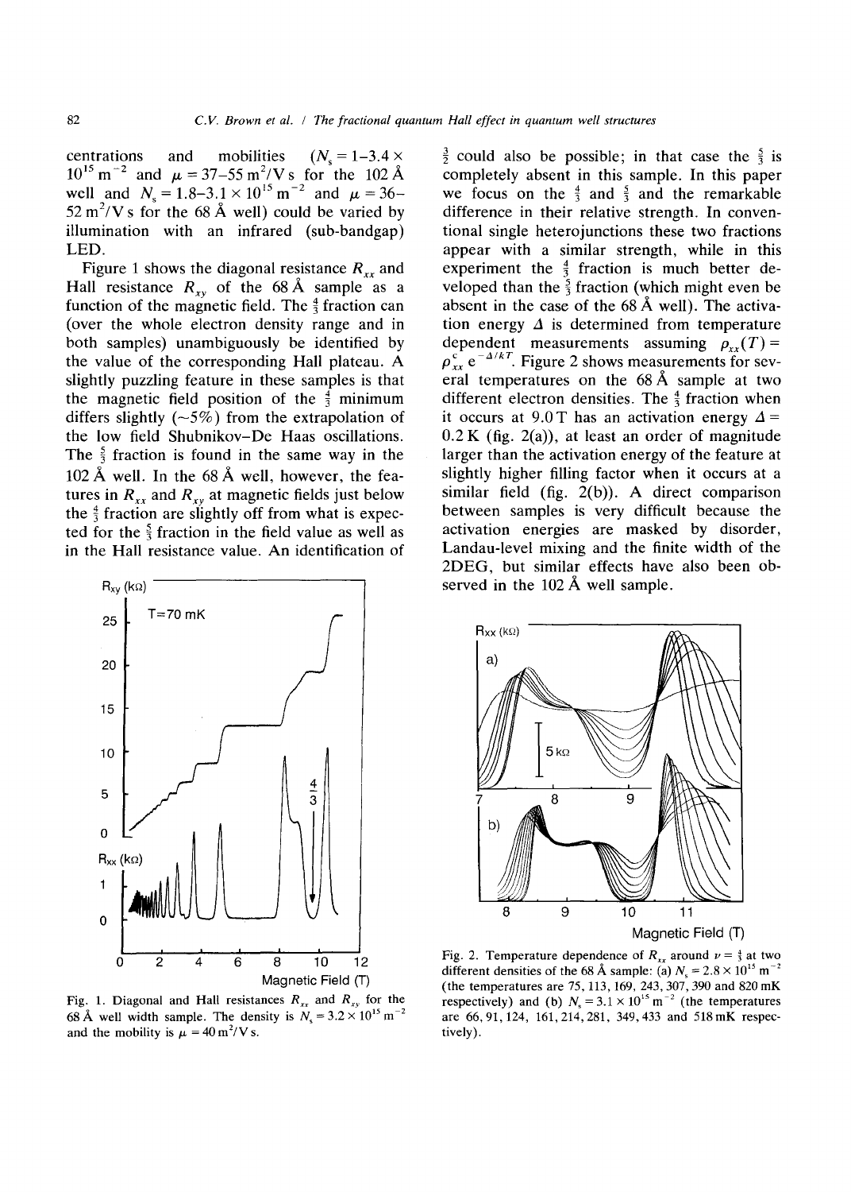centrations and mobilities ($N_s = 1$–$3.4 \times 10^{15}$ m$^{-2}$ and $\mu = 37$–$55$ m$^2$/V s for the 102 Å well and $N_s = 1.8$–$3.1 \times 10^{15}$ m$^{-2}$ and $\mu = 36$–$52$ m$^2$/V s for the 68 Å well) could be varied by illumination with an infrared (sub-bandgap) LED.

Figure 1 shows the diagonal resistance $R_{xx}$ and Hall resistance $R_{xy}$ of the 68 Å sample as a function of the magnetic field. The $\frac{4}{3}$ fraction can (over the whole electron density range and in both samples) unambiguously be identified by the value of the corresponding Hall plateau. A slightly puzzling feature in these samples is that the magnetic field position of the $\frac{4}{3}$ minimum differs slightly (~5%) from the extrapolation of the low field Shubnikov–De Haas oscillations. The $\frac{5}{3}$ fraction is found in the same way in the 102 Å well. In the 68 Å well, however, the features in $R_{xx}$ and $R_{xy}$ at magnetic fields just below the $\frac{4}{3}$ fraction are slightly off from what is expected for the $\frac{5}{3}$ fraction in the field value as well as in the Hall resistance value. An identification of

Fig. 1. Diagonal and Hall resistances $R_{xx}$ and $R_{xy}$ for the 68 Å well width sample. The density is $N_s = 3.2 \times 10^{15}$ m$^{-2}$ and the mobility is $\mu = 40$ m$^2$/V s.

$\frac{3}{2}$ could also be possible; in that case the $\frac{5}{3}$ is completely absent in this sample. In this paper we focus on the $\frac{4}{3}$ and $\frac{5}{3}$ and the remarkable difference in their relative strength. In conventional single heterojunctions these two fractions appear with a similar strength, while in this experiment the $\frac{4}{3}$ fraction is much better developed than the $\frac{5}{3}$ fraction (which might even be absent in the case of the 68 Å well). The activation energy $\Delta$ is determined from temperature dependent measurements assuming $\rho_{xx}(T) = \rho_{xx}^{c} \, e^{-\Delta/kT}$. Figure 2 shows measurements for several temperatures on the 68 Å sample at two different electron densities. The $\frac{4}{3}$ fraction when it occurs at 9.0 T has an activation energy $\Delta = 0.2$ K (fig. 2(a)), at least an order of magnitude larger than the activation energy of the feature at slightly higher filling factor when it occurs at a similar field (fig. 2(b)). A direct comparison between samples is very difficult because the activation energies are masked by disorder, Landau-level mixing and the finite width of the 2DEG, but similar effects have also been observed in the 102 Å well sample.

Fig. 2. Temperature dependence of $R_{xx}$ around $\nu = \frac{4}{3}$ at two different densities of the 68 Å sample: (a) $N_s = 2.8 \times 10^{15}$ m$^{-2}$ (the temperatures are 75, 113, 169, 243, 307, 390 and 820 mK respectively) and (b) $N_s = 3.1 \times 10^{15}$ m$^{-2}$ (the temperatures are 66, 91, 124, 161, 214, 281, 349, 433 and 518 mK respectively).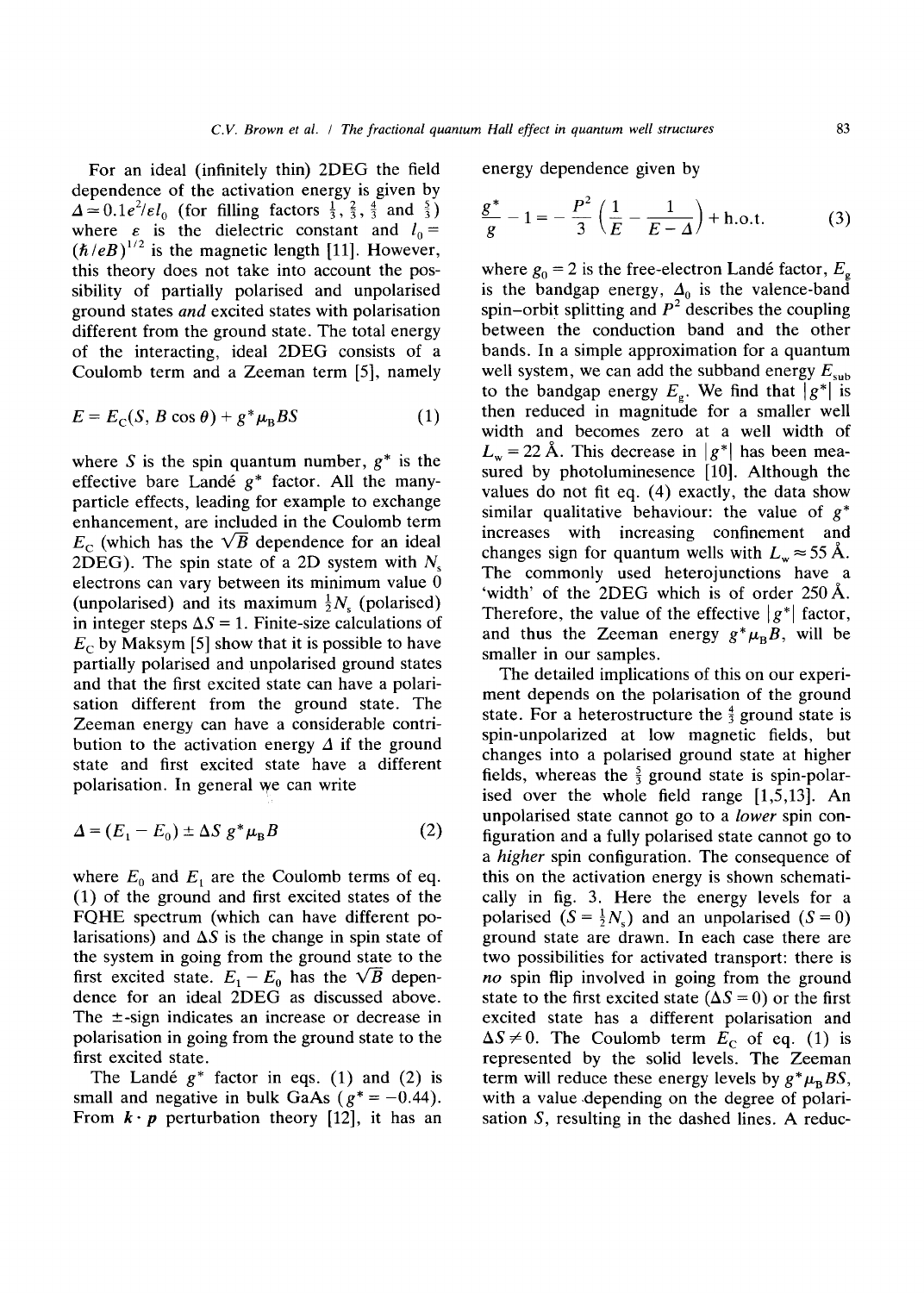For an ideal (infinitely thin) 2DEG the field dependence of the activation energy is given by $\Delta = 0.1e^2/\varepsilon l_0$ (for filling factors $\frac{1}{3}$, $\frac{2}{3}$, $\frac{4}{3}$ and $\frac{5}{3}$) where $\varepsilon$ is the dielectric constant and $l_0 = (\hbar/eB)^{1/2}$ is the magnetic length [11]. However, this theory does not take into account the possibility of partially polarised and unpolarised ground states *and* excited states with polarisation different from the ground state. The total energy of the interacting, ideal 2DEG consists of a Coulomb term and a Zeeman term [5], namely

$$E = E_C(S, B\cos\theta) + g^*\mu_B BS \tag{1}$$

where $S$ is the spin quantum number, $g^*$ is the effective bare Landé $g^*$ factor. All the many-particle effects, leading for example to exchange enhancement, are included in the Coulomb term $E_C$ (which has the $\sqrt{B}$ dependence for an ideal 2DEG). The spin state of a 2D system with $N_s$ electrons can vary between its minimum value 0 (unpolarised) and its maximum $\frac{1}{2}N_s$ (polarised) in integer steps $\Delta S = 1$. Finite-size calculations of $E_C$ by Maksym [5] show that it is possible to have partially polarised and unpolarised ground states and that the first excited state can have a polarisation different from the ground state. The Zeeman energy can have a considerable contribution to the activation energy $\Delta$ if the ground state and first excited state have a different polarisation. In general we can write

$$\Delta = (E_1 - E_0) \pm \Delta S\, g^*\mu_B B \tag{2}$$

where $E_0$ and $E_1$ are the Coulomb terms of eq. (1) of the ground and first excited states of the FQHE spectrum (which can have different polarisations) and $\Delta S$ is the change in spin state of the system in going from the ground state to the first excited state. $E_1 - E_0$ has the $\sqrt{B}$ dependence for an ideal 2DEG as discussed above. The $\pm$-sign indicates an increase or decrease in polarisation in going from the ground state to the first excited state.

The Landé $g^*$ factor in eqs. (1) and (2) is small and negative in bulk GaAs ($g^* = -0.44$). From $\boldsymbol{k}\cdot\boldsymbol{p}$ perturbation theory [12], it has an energy dependence given by

$$\frac{g^*}{g} - 1 = -\frac{P^2}{3}\left(\frac{1}{E} - \frac{1}{E - \Delta}\right) + \text{h.o.t.} \tag{3}$$

where $g_0 = 2$ is the free-electron Landé factor, $E_g$ is the bandgap energy, $\Delta_0$ is the valence-band spin-orbit splitting and $P^2$ describes the coupling between the conduction band and the other bands. In a simple approximation for a quantum well system, we can add the subband energy $E_{\text{sub}}$ to the bandgap energy $E_g$. We find that $|g^*|$ is then reduced in magnitude for a smaller well width and becomes zero at a well width of $L_w = 22$ Å. This decrease in $|g^*|$ has been measured by photoluminesence [10]. Although the values do not fit eq. (4) exactly, the data show similar qualitative behaviour: the value of $g^*$ increases with increasing confinement and changes sign for quantum wells with $L_w \approx 55$ Å. The commonly used heterojunctions have a 'width' of the 2DEG which is of order 250 Å. Therefore, the value of the effective $|g^*|$ factor, and thus the Zeeman energy $g^*\mu_B B$, will be smaller in our samples.

The detailed implications of this on our experiment depends on the polarisation of the ground state. For a heterostructure the $\frac{4}{3}$ ground state is spin-unpolarized at low magnetic fields, but changes into a polarised ground state at higher fields, whereas the $\frac{5}{3}$ ground state is spin-polarised over the whole field range [1,5,13]. An unpolarised state cannot go to a *lower* spin configuration and a fully polarised state cannot go to a *higher* spin configuration. The consequence of this on the activation energy is shown schematically in fig. 3. Here the energy levels for a polarised ($S = \frac{1}{2}N_s$) and an unpolarised ($S = 0$) ground state are drawn. In each case there are two possibilities for activated transport: there is *no* spin flip involved in going from the ground state to the first excited state ($\Delta S = 0$) or the first excited state has a different polarisation and $\Delta S \neq 0$. The Coulomb term $E_C$ of eq. (1) is represented by the solid levels. The Zeeman term will reduce these energy levels by $g^*\mu_B BS$, with a value depending on the degree of polarisation $S$, resulting in the dashed lines. A reduc-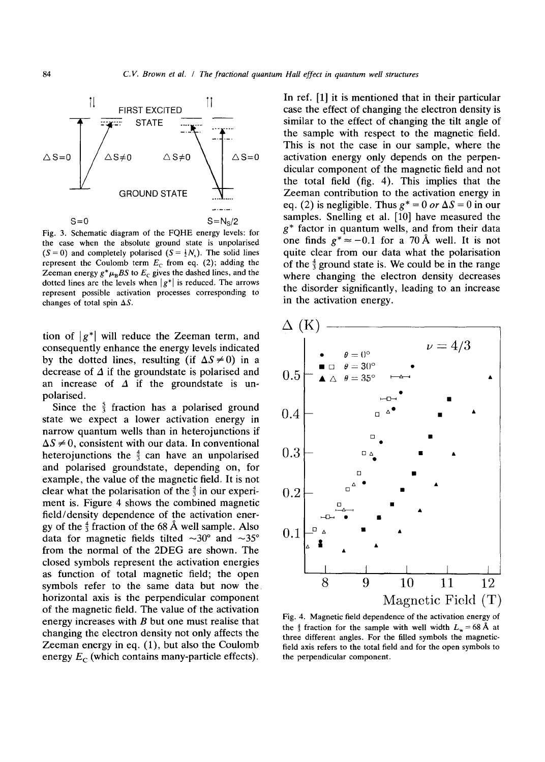Fig. 3. Schematic diagram of the FQHE energy levels: for the case when the absolute ground state is unpolarised ($S = 0$) and completely polarised ($S = \frac{1}{2}N_s$). The solid lines represent the Coulomb term $E_C$ from eq. (2); adding the Zeeman energy $g^*\mu_B BS$ to $E_C$ gives the dashed lines, and the dotted lines are the levels when $|g^*|$ is reduced. The arrows represent possible activation processes corresponding to changes of total spin $\Delta S$.

tion of $|g^*|$ will reduce the Zeeman term, and consequently enhance the energy levels indicated by the dotted lines, resulting (if $\Delta S \neq 0$) in a decrease of $\Delta$ if the groundstate is polarised and an increase of $\Delta$ if the groundstate is unpolarised.

Since the $\frac{5}{3}$ fraction has a polarised ground state we expect a lower activation energy in narrow quantum wells than in heterojunctions if $\Delta S \neq 0$, consistent with our data. In conventional heterojunctions the $\frac{4}{3}$ can have an unpolarised and polarised groundstate, depending on, for example, the value of the magnetic field. It is not clear what the polarisation of the $\frac{4}{3}$ in our experiment is. Figure 4 shows the combined magnetic field/density dependence of the activation energy of the $\frac{4}{3}$ fraction of the 68 Å well sample. Also data for magnetic fields tilted ~30° and ~35° from the normal of the 2DEG are shown. The closed symbols represent the activation energies as function of total magnetic field; the open symbols refer to the same data but now the horizontal axis is the perpendicular component of the magnetic field. The value of the activation energy increases with $B$ but one must realise that changing the electron density not only affects the Zeeman energy in eq. (1), but also the Coulomb energy $E_C$ (which contains many-particle effects). In ref. [1] it is mentioned that in their particular case the effect of changing the electron density is similar to the effect of changing the tilt angle of the sample with respect to the magnetic field. This is not the case in our sample, where the activation energy only depends on the perpendicular component of the magnetic field and not the total field (fig. 4). This implies that the Zeeman contribution to the activation energy in eq. (2) is negligible. Thus $g^* = 0$ *or* $\Delta S = 0$ in our samples. Snelling et al. [10] have measured the $g^*$ factor in quantum wells, and from their data one finds $g^* \approx -0.1$ for a 70 Å well. It is not quite clear from our data what the polarisation of the $\frac{4}{3}$ ground state is. We could be in the range where changing the electron density decreases the disorder significantly, leading to an increase in the activation energy.

Fig. 4. Magnetic field dependence of the activation energy of the $\frac{4}{3}$ fraction for the sample with well width $L_w = 68$ Å at three different angles. For the filled symbols the magnetic-field axis refers to the total field and for the open symbols to the perpendicular component.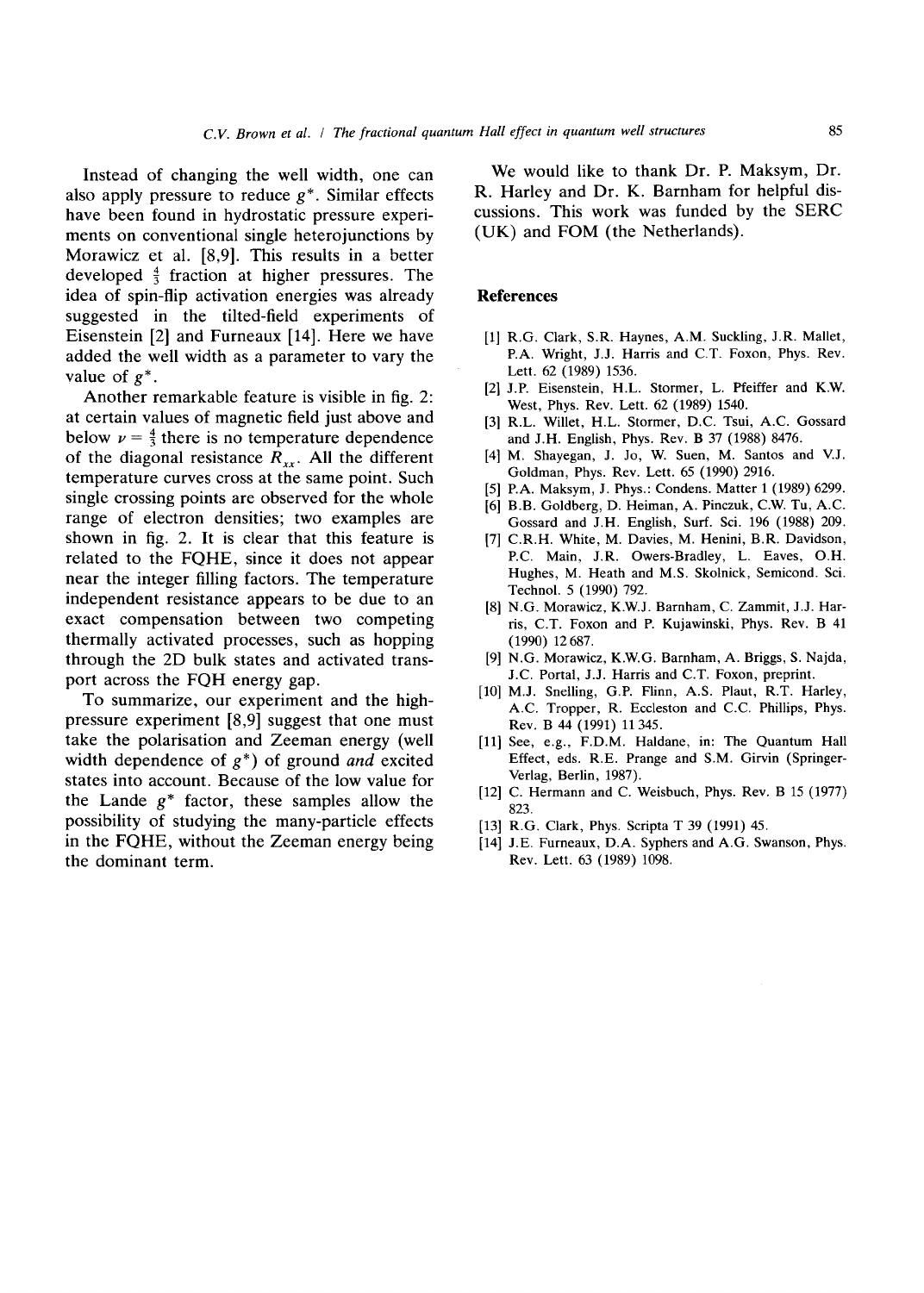Instead of changing the well width, one can also apply pressure to reduce $g^*$. Similar effects have been found in hydrostatic pressure experiments on conventional single heterojunctions by Morawicz et al. [8,9]. This results in a better developed $\frac{4}{3}$ fraction at higher pressures. The idea of spin-flip activation energies was already suggested in the tilted-field experiments of Eisenstein [2] and Furneaux [14]. Here we have added the well width as a parameter to vary the value of $g^*$.

Another remarkable feature is visible in fig. 2: at certain values of magnetic field just above and below $\nu = \frac{4}{3}$ there is no temperature dependence of the diagonal resistance $R_{xx}$. All the different temperature curves cross at the same point. Such single crossing points are observed for the whole range of electron densities; two examples are shown in fig. 2. It is clear that this feature is related to the FQHE, since it does not appear near the integer filling factors. The temperature independent resistance appears to be due to an exact compensation between two competing thermally activated processes, such as hopping through the 2D bulk states and activated transport across the FQH energy gap.

To summarize, our experiment and the high-pressure experiment [8,9] suggest that one must take the polarisation and Zeeman energy (well width dependence of $g^*$) of ground *and* excited states into account. Because of the low value for the Lande $g^*$ factor, these samples allow the possibility of studying the many-particle effects in the FQHE, without the Zeeman energy being the dominant term.

We would like to thank Dr. P. Maksym, Dr. R. Harley and Dr. K. Barnham for helpful discussions. This work was funded by the SERC (UK) and FOM (the Netherlands).

## References

[1] R.G. Clark, S.R. Haynes, A.M. Suckling, J.R. Mallet, P.A. Wright, J.J. Harris and C.T. Foxon, Phys. Rev. Lett. 62 (1989) 1536.

[2] J.P. Eisenstein, H.L. Stormer, L. Pfeiffer and K.W. West, Phys. Rev. Lett. 62 (1989) 1540.

[3] R.L. Willet, H.L. Stormer, D.C. Tsui, A.C. Gossard and J.H. English, Phys. Rev. B 37 (1988) 8476.

[4] M. Shayegan, J. Jo, W. Suen, M. Santos and V.J. Goldman, Phys. Rev. Lett. 65 (1990) 2916.

[5] P.A. Maksym, J. Phys.: Condens. Matter 1 (1989) 6299.

[6] B.B. Goldberg, D. Heiman, A. Pinczuk, C.W. Tu, A.C. Gossard and J.H. English, Surf. Sci. 196 (1988) 209.

[7] C.R.H. White, M. Davies, M. Henini, B.R. Davidson, P.C. Main, J.R. Owers-Bradley, L. Eaves, O.H. Hughes, M. Heath and M.S. Skolnick, Semicond. Sci. Technol. 5 (1990) 792.

[8] N.G. Morawicz, K.W.J. Barnham, C. Zammit, J.J. Harris, C.T. Foxon and P. Kujawinski, Phys. Rev. B 41 (1990) 12 687.

[9] N.G. Morawicz, K.W.G. Barnham, A. Briggs, S. Najda, J.C. Portal, J.J. Harris and C.T. Foxon, preprint.

[10] M.J. Snelling, G.P. Flinn, A.S. Plaut, R.T. Harley, A.C. Tropper, R. Eccleston and C.C. Phillips, Phys. Rev. B 44 (1991) 11 345.

[11] See, e.g., F.D.M. Haldane, in: The Quantum Hall Effect, eds. R.E. Prange and S.M. Girvin (Springer-Verlag, Berlin, 1987).

[12] C. Hermann and C. Weisbuch, Phys. Rev. B 15 (1977) 823.

[13] R.G. Clark, Phys. Scripta T 39 (1991) 45.

[14] J.E. Furneaux, D.A. Syphers and A.G. Swanson, Phys. Rev. Lett. 63 (1989) 1098.